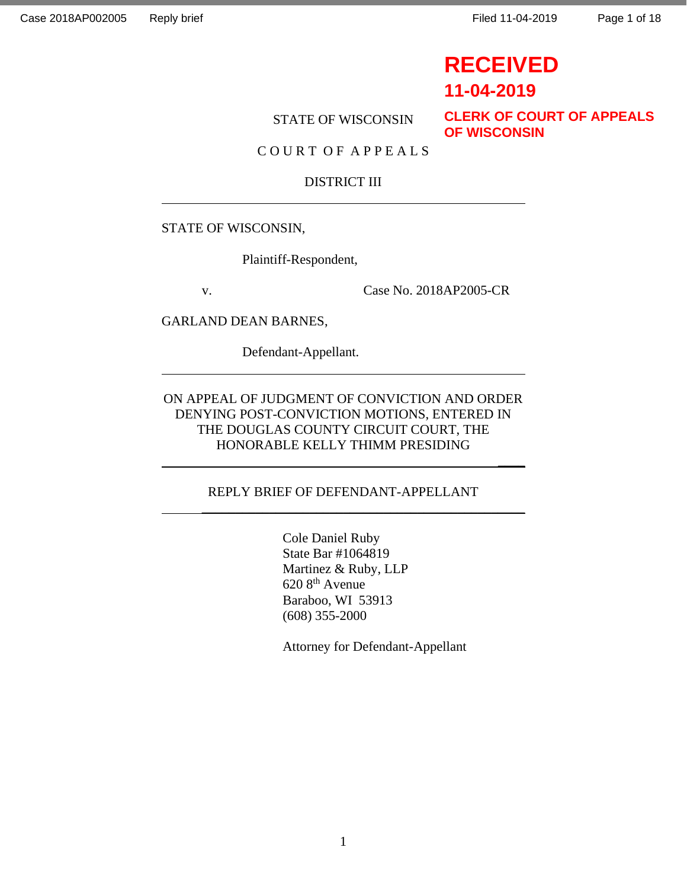RECEIVED
11-04-2019
CLERK OF COURT OF APPEALS
OF WISCONSIN

STATE OF WISCONSIN

C O U R T O F A P P E A L S

DISTRICT III

---

STATE OF WISCONSIN,

Plaintiff-Respondent,

v. Case No. 2018AP2005-CR

GARLAND DEAN BARNES,

Defendant-Appellant.

---

ON APPEAL OF JUDGMENT OF CONVICTION AND ORDER DENYING POST-CONVICTION MOTIONS, ENTERED IN THE DOUGLAS COUNTY CIRCUIT COURT, THE HONORABLE KELLY THIMM PRESIDING

---

REPLY BRIEF OF DEFENDANT-APPELLANT

---

Cole Daniel Ruby
State Bar #1064819
Martinez & Ruby, LLP
620 8th Avenue
Baraboo, WI 53913
(608) 355-2000

Attorney for Defendant-Appellant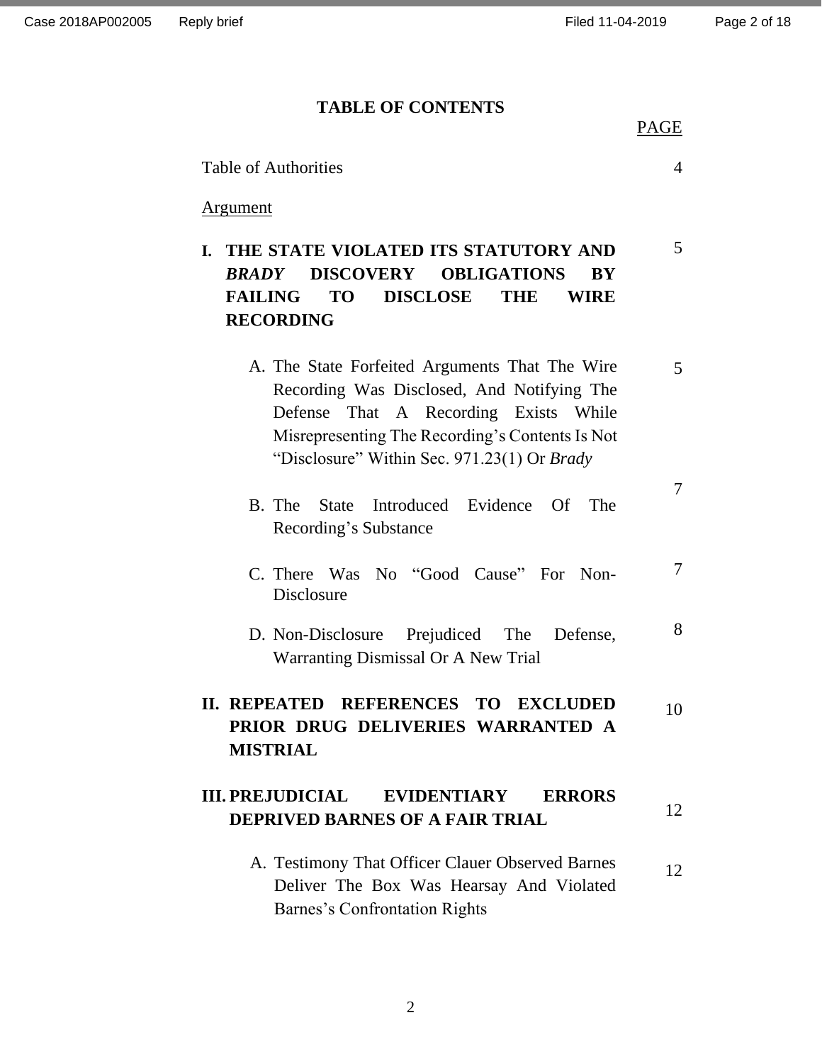# TABLE OF CONTENTS

| | PAGE |
|---|---|
| Table of Authorities | 4 |
| Argument | |
| **I. THE STATE VIOLATED ITS STATUTORY AND *BRADY* DISCOVERY OBLIGATIONS BY FAILING TO DISCLOSE THE WIRE RECORDING** | 5 |
| A. The State Forfeited Arguments That The Wire Recording Was Disclosed, And Notifying The Defense That A Recording Exists While Misrepresenting The Recording's Contents Is Not "Disclosure" Within Sec. 971.23(1) Or *Brady* | 5 |
| B. The State Introduced Evidence Of The Recording's Substance | 7 |
| C. There Was No "Good Cause" For Non-Disclosure | 7 |
| D. Non-Disclosure Prejudiced The Defense, Warranting Dismissal Or A New Trial | 8 |
| **II. REPEATED REFERENCES TO EXCLUDED PRIOR DRUG DELIVERIES WARRANTED A MISTRIAL** | 10 |
| **III. PREJUDICIAL EVIDENTIARY ERRORS DEPRIVED BARNES OF A FAIR TRIAL** | 12 |
| A. Testimony That Officer Clauer Observed Barnes Deliver The Box Was Hearsay And Violated Barnes's Confrontation Rights | 12 |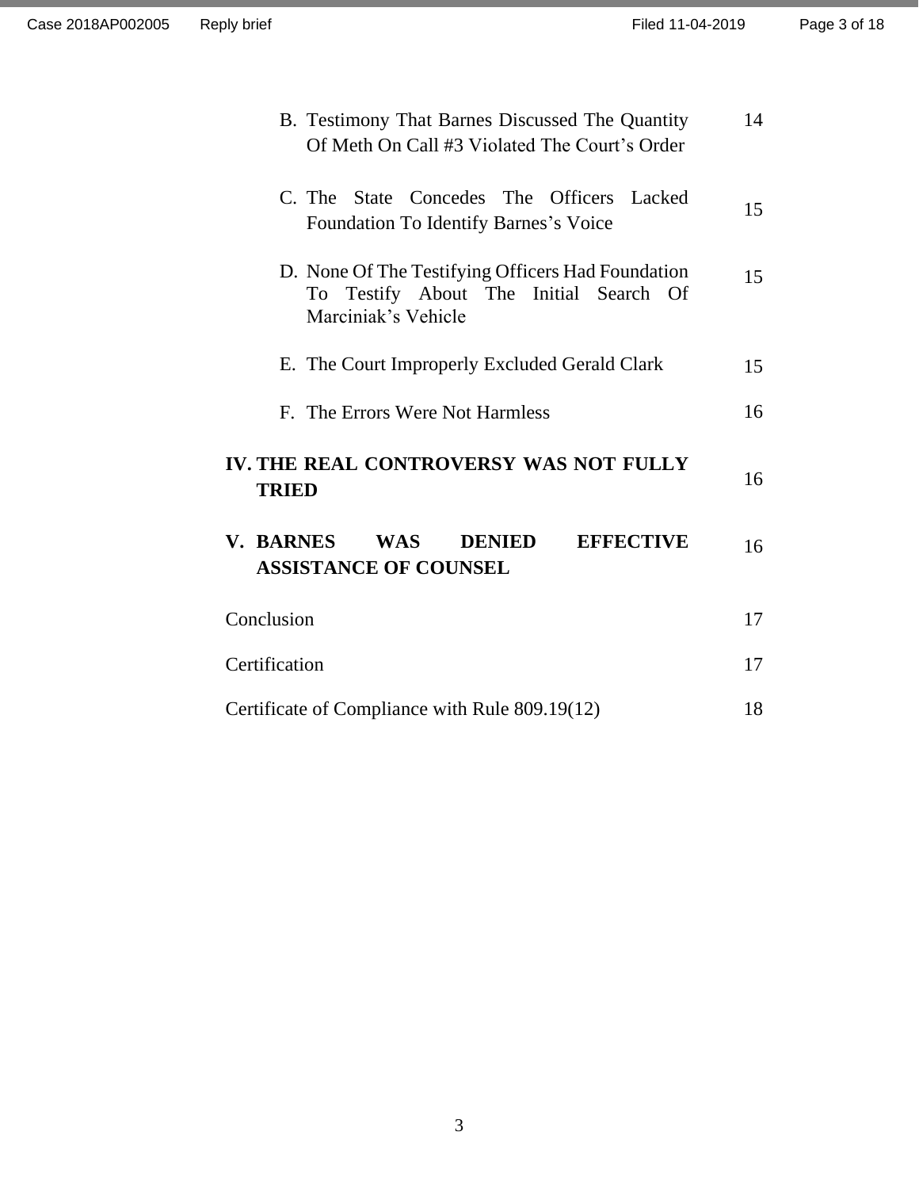| | |
|---|---|
| B. Testimony That Barnes Discussed The Quantity Of Meth On Call #3 Violated The Court's Order | 14 |
| C. The State Concedes The Officers Lacked Foundation To Identify Barnes's Voice | 15 |
| D. None Of The Testifying Officers Had Foundation To Testify About The Initial Search Of Marciniak's Vehicle | 15 |
| E. The Court Improperly Excluded Gerald Clark | 15 |
| F. The Errors Were Not Harmless | 16 |
| **IV. THE REAL CONTROVERSY WAS NOT FULLY TRIED** | 16 |
| **V. BARNES WAS DENIED EFFECTIVE ASSISTANCE OF COUNSEL** | 16 |
| Conclusion | 17 |
| Certification | 17 |
| Certificate of Compliance with Rule 809.19(12) | 18 |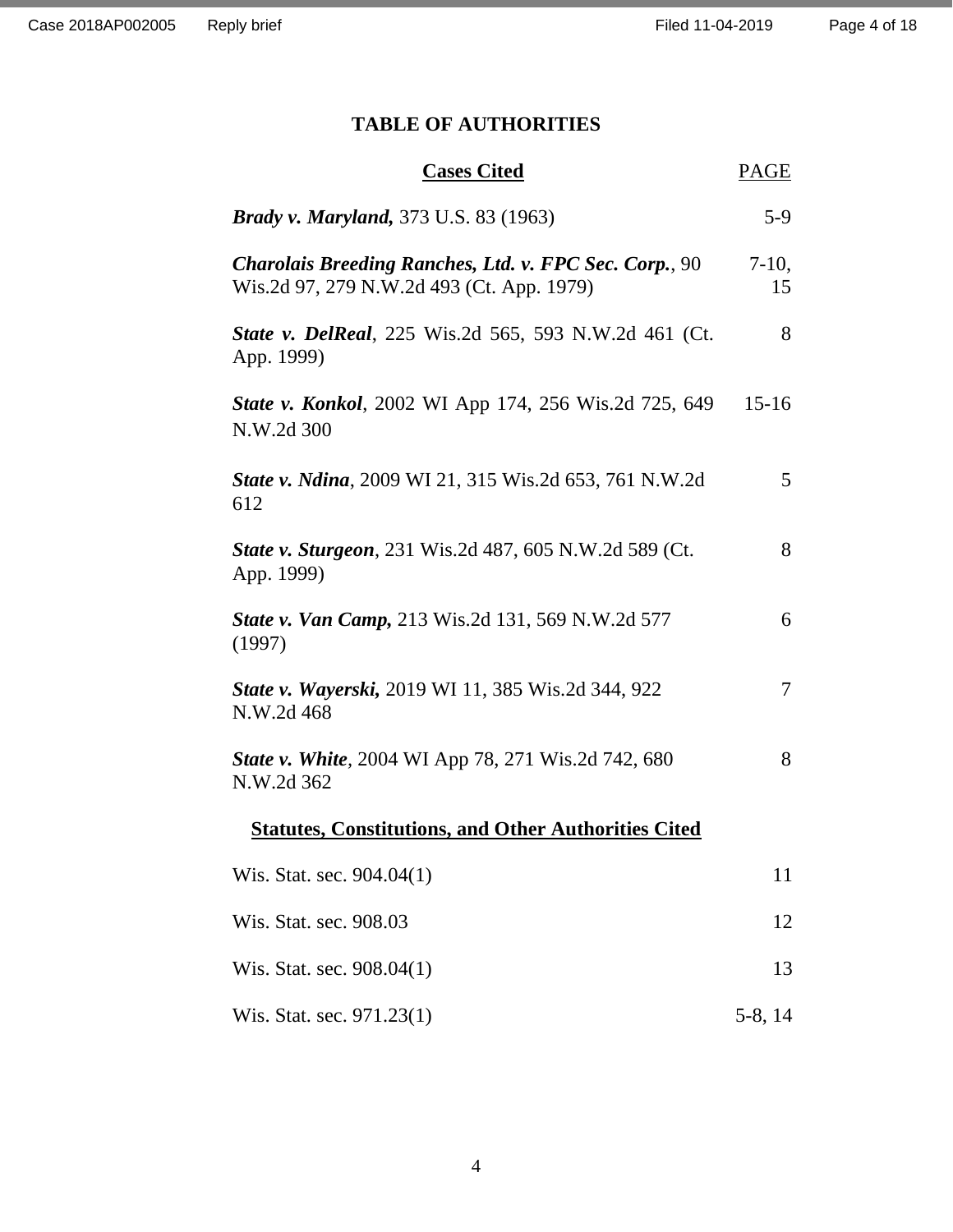# TABLE OF AUTHORITIES

| Cases Cited | PAGE |
|---|---|
| ***Brady v. Maryland,*** 373 U.S. 83 (1963) | 5-9 |
| ***Charolais Breeding Ranches, Ltd. v. FPC Sec. Corp.***, 90 Wis.2d 97, 279 N.W.2d 493 (Ct. App. 1979) | 7-10, 15 |
| ***State v. DelReal***, 225 Wis.2d 565, 593 N.W.2d 461 (Ct. App. 1999) | 8 |
| ***State v. Konkol***, 2002 WI App 174, 256 Wis.2d 725, 649 N.W.2d 300 | 15-16 |
| ***State v. Ndina***, 2009 WI 21, 315 Wis.2d 653, 761 N.W.2d 612 | 5 |
| ***State v. Sturgeon***, 231 Wis.2d 487, 605 N.W.2d 589 (Ct. App. 1999) | 8 |
| ***State v. Van Camp,*** 213 Wis.2d 131, 569 N.W.2d 577 (1997) | 6 |
| ***State v. Wayerski,*** 2019 WI 11, 385 Wis.2d 344, 922 N.W.2d 468 | 7 |
| ***State v. White***, 2004 WI App 78, 271 Wis.2d 742, 680 N.W.2d 362 | 8 |

**Statutes, Constitutions, and Other Authorities Cited**

| | |
|---|---|
| Wis. Stat. sec. 904.04(1) | 11 |
| Wis. Stat. sec. 908.03 | 12 |
| Wis. Stat. sec. 908.04(1) | 13 |
| Wis. Stat. sec. 971.23(1) | 5-8, 14 |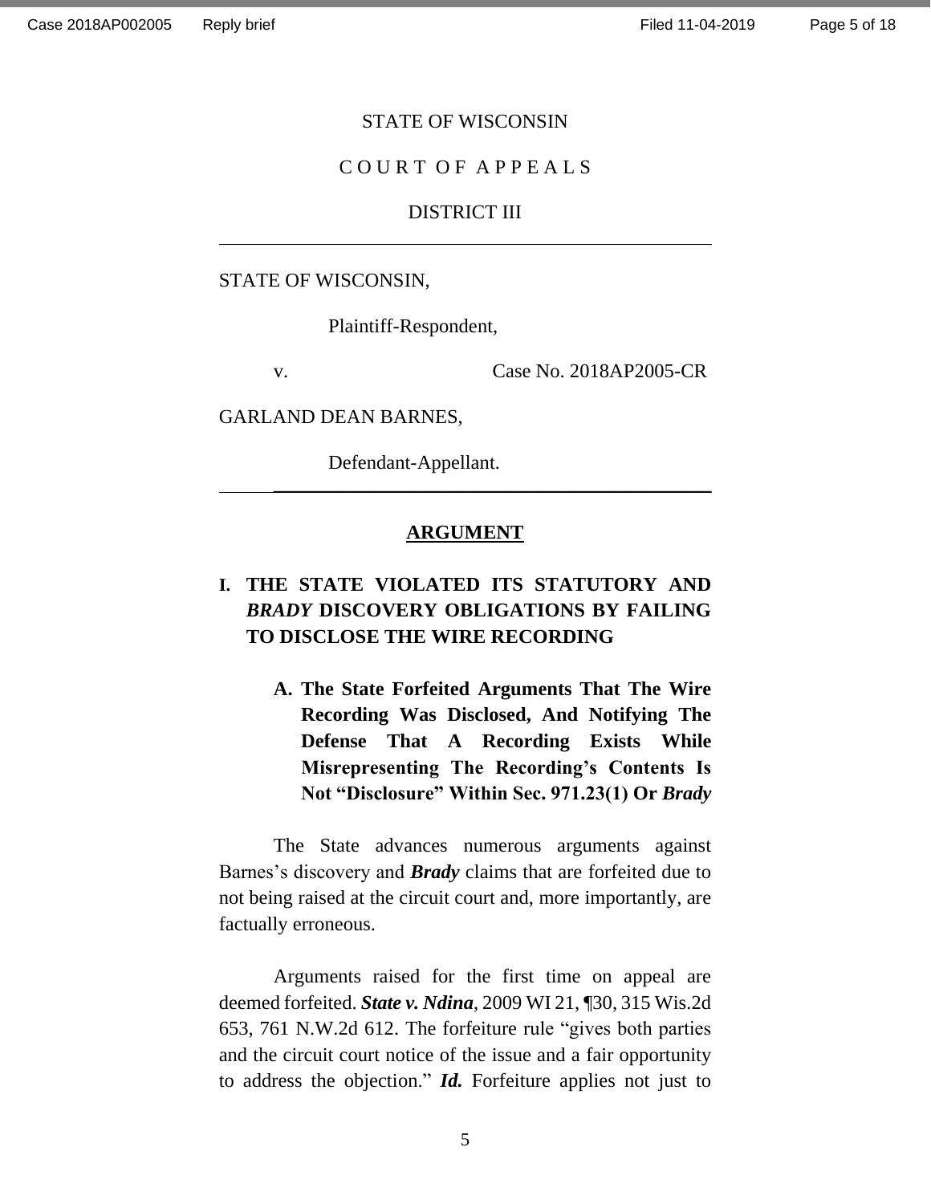STATE OF WISCONSIN

C O U R T O F A P P E A L S

DISTRICT III

---

STATE OF WISCONSIN,

Plaintiff-Respondent,

v. Case No. 2018AP2005-CR

GARLAND DEAN BARNES,

Defendant-Appellant.

---

## ARGUMENT

### I. THE STATE VIOLATED ITS STATUTORY AND *BRADY* DISCOVERY OBLIGATIONS BY FAILING TO DISCLOSE THE WIRE RECORDING

#### A. The State Forfeited Arguments That The Wire Recording Was Disclosed, And Notifying The Defense That A Recording Exists While Misrepresenting The Recording's Contents Is Not "Disclosure" Within Sec. 971.23(1) Or *Brady*

The State advances numerous arguments against Barnes's discovery and ***Brady*** claims that are forfeited due to not being raised at the circuit court and, more importantly, are factually erroneous.

Arguments raised for the first time on appeal are deemed forfeited. ***State v. Ndina***, 2009 WI 21, ¶30, 315 Wis.2d 653, 761 N.W.2d 612. The forfeiture rule "gives both parties and the circuit court notice of the issue and a fair opportunity to address the objection." ***Id.*** Forfeiture applies not just to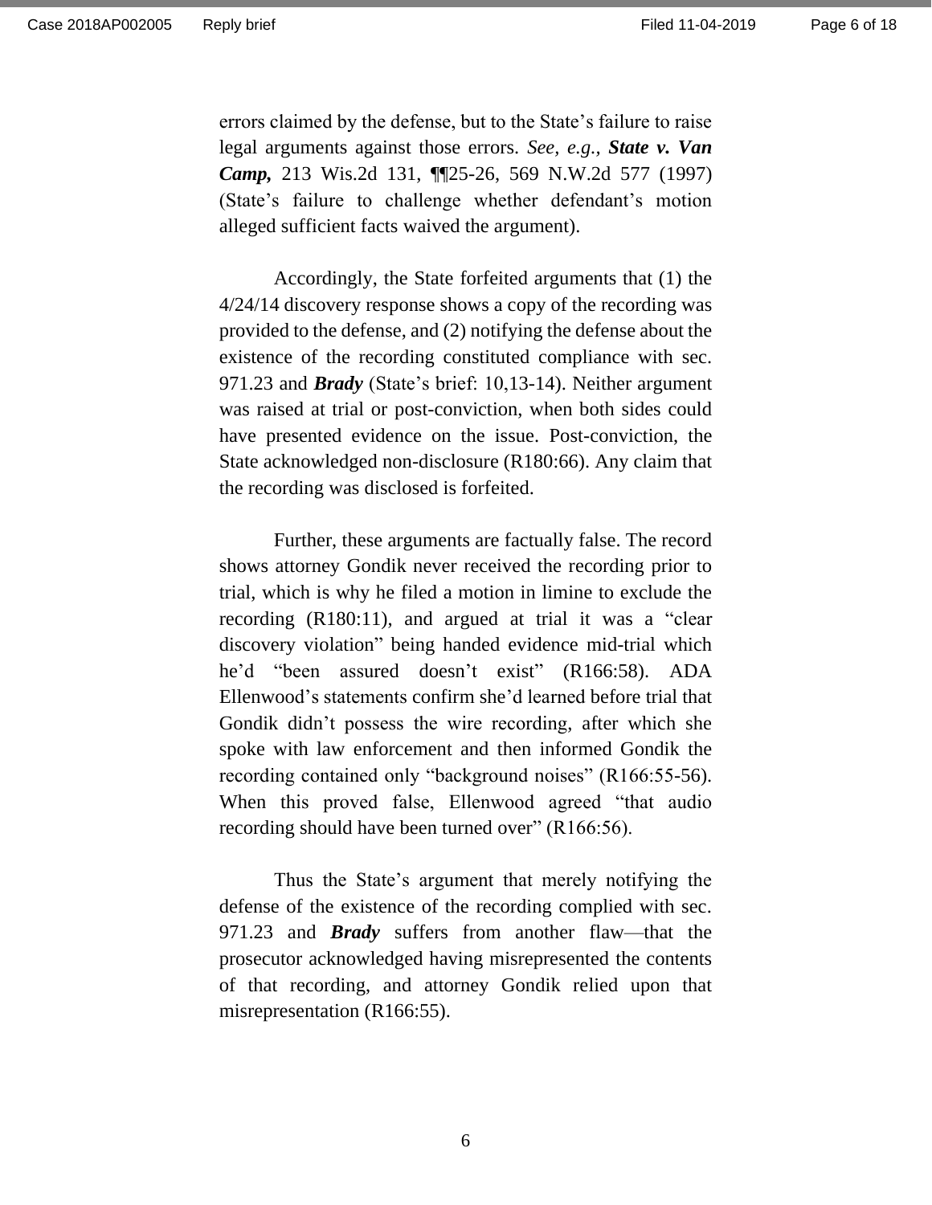errors claimed by the defense, but to the State's failure to raise legal arguments against those errors. *See, e.g.,* ***State v. Van Camp,*** 213 Wis.2d 131, ¶¶25-26, 569 N.W.2d 577 (1997) (State's failure to challenge whether defendant's motion alleged sufficient facts waived the argument).

Accordingly, the State forfeited arguments that (1) the 4/24/14 discovery response shows a copy of the recording was provided to the defense, and (2) notifying the defense about the existence of the recording constituted compliance with sec. 971.23 and ***Brady*** (State's brief: 10,13-14). Neither argument was raised at trial or post-conviction, when both sides could have presented evidence on the issue. Post-conviction, the State acknowledged non-disclosure (R180:66). Any claim that the recording was disclosed is forfeited.

Further, these arguments are factually false. The record shows attorney Gondik never received the recording prior to trial, which is why he filed a motion in limine to exclude the recording (R180:11), and argued at trial it was a "clear discovery violation" being handed evidence mid-trial which he'd "been assured doesn't exist" (R166:58). ADA Ellenwood's statements confirm she'd learned before trial that Gondik didn't possess the wire recording, after which she spoke with law enforcement and then informed Gondik the recording contained only "background noises" (R166:55-56). When this proved false, Ellenwood agreed "that audio recording should have been turned over" (R166:56).

Thus the State's argument that merely notifying the defense of the existence of the recording complied with sec. 971.23 and ***Brady*** suffers from another flaw—that the prosecutor acknowledged having misrepresented the contents of that recording, and attorney Gondik relied upon that misrepresentation (R166:55).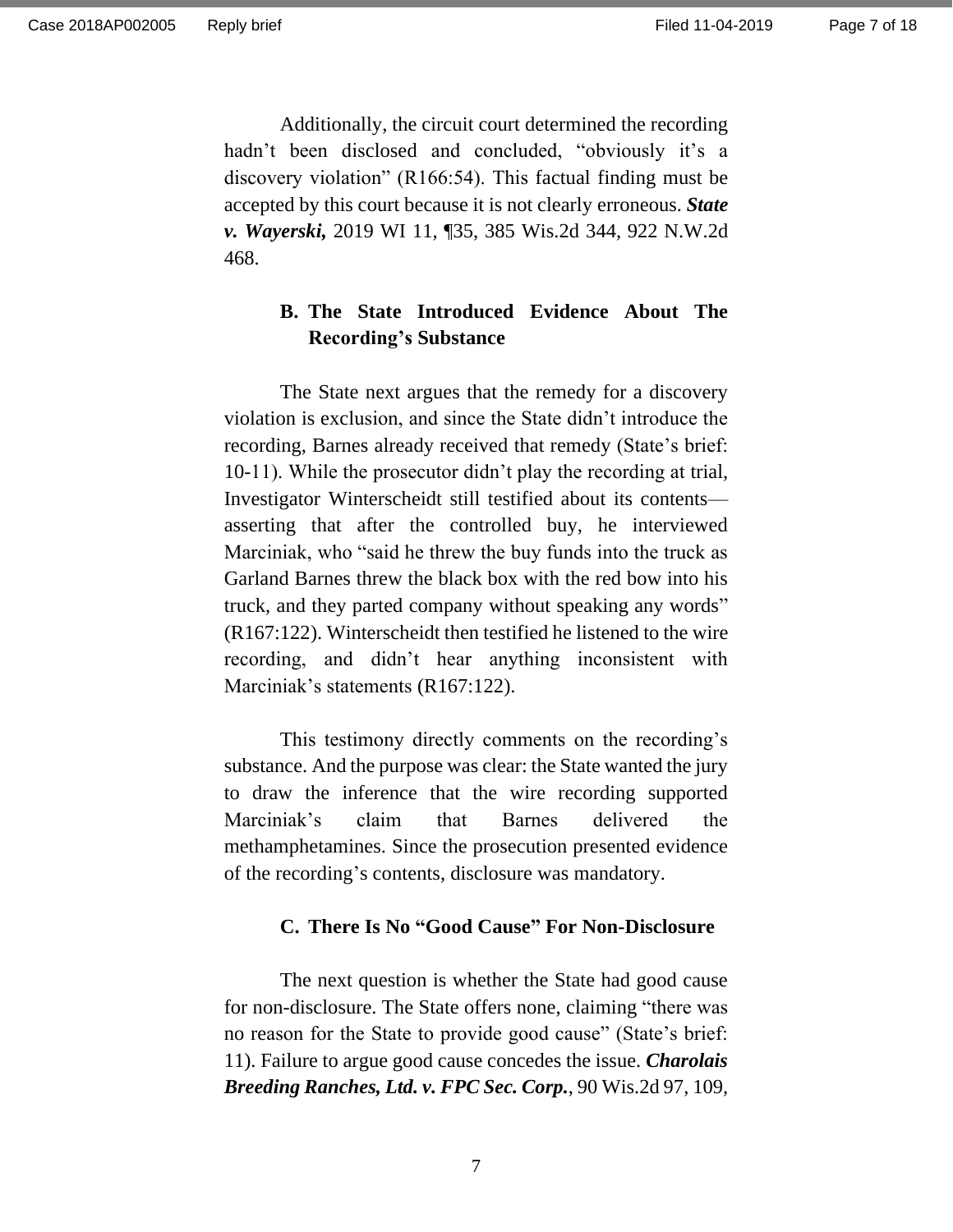Additionally, the circuit court determined the recording hadn't been disclosed and concluded, "obviously it's a discovery violation" (R166:54). This factual finding must be accepted by this court because it is not clearly erroneous. ***State v. Wayerski,*** 2019 WI 11, ¶35, 385 Wis.2d 344, 922 N.W.2d 468.

### B. The State Introduced Evidence About The Recording's Substance

The State next argues that the remedy for a discovery violation is exclusion, and since the State didn't introduce the recording, Barnes already received that remedy (State's brief: 10-11). While the prosecutor didn't play the recording at trial, Investigator Winterscheidt still testified about its contents—asserting that after the controlled buy, he interviewed Marciniak, who "said he threw the buy funds into the truck as Garland Barnes threw the black box with the red bow into his truck, and they parted company without speaking any words" (R167:122). Winterscheidt then testified he listened to the wire recording, and didn't hear anything inconsistent with Marciniak's statements (R167:122).

This testimony directly comments on the recording's substance. And the purpose was clear: the State wanted the jury to draw the inference that the wire recording supported Marciniak's claim that Barnes delivered the methamphetamines. Since the prosecution presented evidence of the recording's contents, disclosure was mandatory.

### C. There Is No "Good Cause" For Non-Disclosure

The next question is whether the State had good cause for non-disclosure. The State offers none, claiming "there was no reason for the State to provide good cause" (State's brief: 11). Failure to argue good cause concedes the issue. ***Charolais Breeding Ranches, Ltd. v. FPC Sec. Corp.***, 90 Wis.2d 97, 109,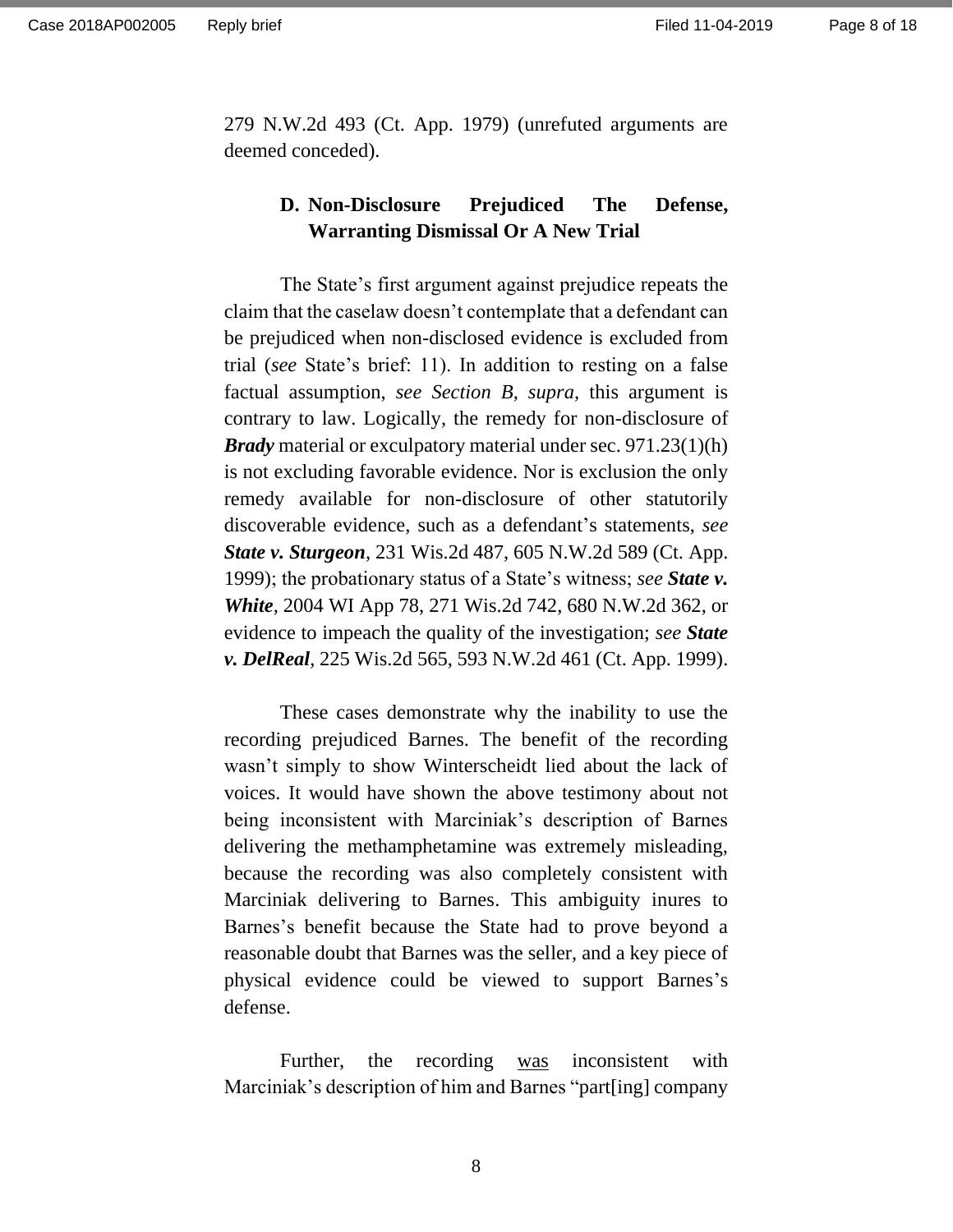279 N.W.2d 493 (Ct. App. 1979) (unrefuted arguments are deemed conceded).

### D. Non-Disclosure Prejudiced The Defense, Warranting Dismissal Or A New Trial

The State's first argument against prejudice repeats the claim that the caselaw doesn't contemplate that a defendant can be prejudiced when non-disclosed evidence is excluded from trial (*see* State's brief: 11). In addition to resting on a false factual assumption, *see Section B, supra*, this argument is contrary to law. Logically, the remedy for non-disclosure of ***Brady*** material or exculpatory material under sec. 971.23(1)(h) is not excluding favorable evidence. Nor is exclusion the only remedy available for non-disclosure of other statutorily discoverable evidence, such as a defendant's statements, *see* ***State v. Sturgeon***, 231 Wis.2d 487, 605 N.W.2d 589 (Ct. App. 1999); the probationary status of a State's witness; *see* ***State v. White***, 2004 WI App 78, 271 Wis.2d 742, 680 N.W.2d 362, or evidence to impeach the quality of the investigation; *see* ***State v. DelReal***, 225 Wis.2d 565, 593 N.W.2d 461 (Ct. App. 1999).

These cases demonstrate why the inability to use the recording prejudiced Barnes. The benefit of the recording wasn't simply to show Winterscheidt lied about the lack of voices. It would have shown the above testimony about not being inconsistent with Marciniak's description of Barnes delivering the methamphetamine was extremely misleading, because the recording was also completely consistent with Marciniak delivering to Barnes. This ambiguity inures to Barnes's benefit because the State had to prove beyond a reasonable doubt that Barnes was the seller, and a key piece of physical evidence could be viewed to support Barnes's defense.

Further, the recording <u>was</u> inconsistent with Marciniak's description of him and Barnes "part[ing] company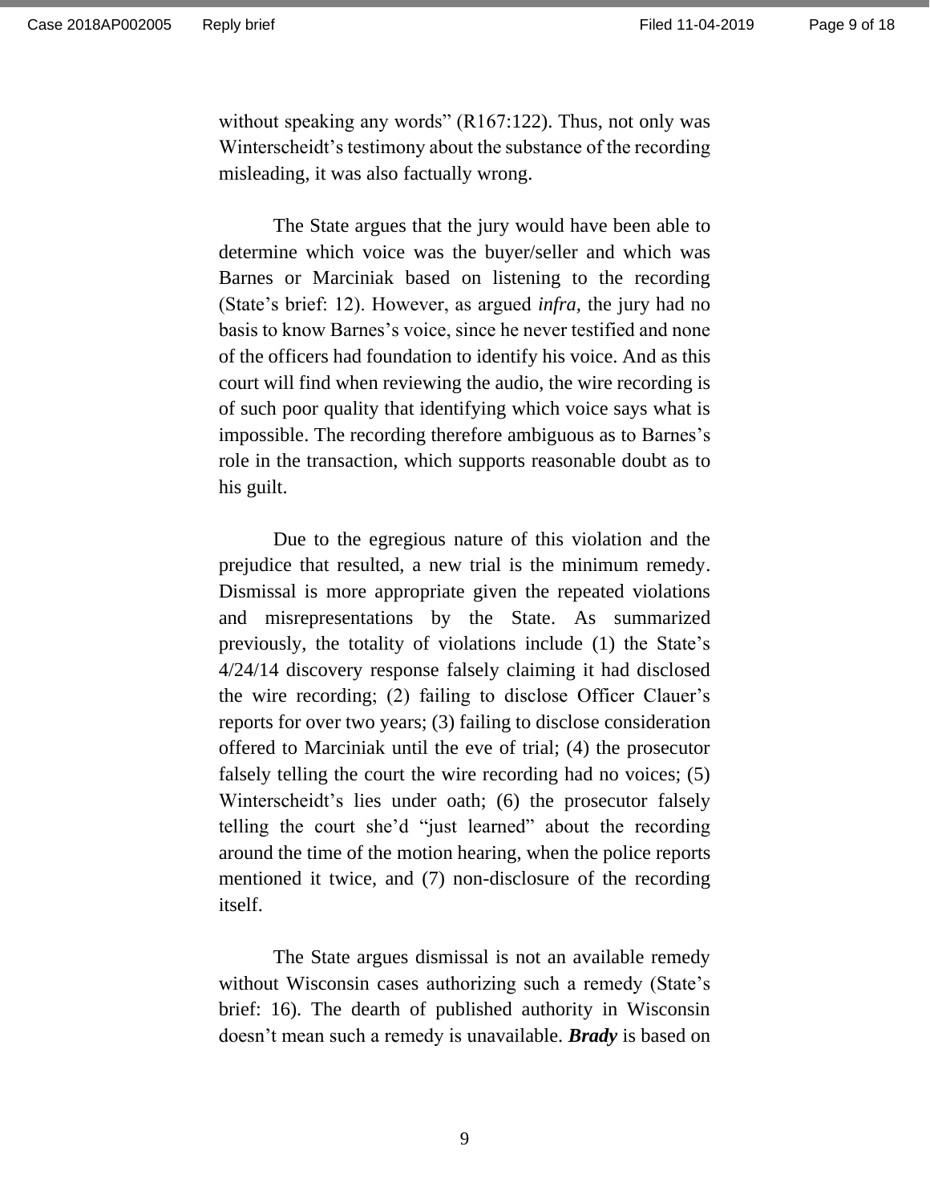without speaking any words" (R167:122). Thus, not only was Winterscheidt's testimony about the substance of the recording misleading, it was also factually wrong.

The State argues that the jury would have been able to determine which voice was the buyer/seller and which was Barnes or Marciniak based on listening to the recording (State's brief: 12). However, as argued *infra,* the jury had no basis to know Barnes's voice, since he never testified and none of the officers had foundation to identify his voice. And as this court will find when reviewing the audio, the wire recording is of such poor quality that identifying which voice says what is impossible. The recording therefore ambiguous as to Barnes's role in the transaction, which supports reasonable doubt as to his guilt.

Due to the egregious nature of this violation and the prejudice that resulted, a new trial is the minimum remedy. Dismissal is more appropriate given the repeated violations and misrepresentations by the State. As summarized previously, the totality of violations include (1) the State's 4/24/14 discovery response falsely claiming it had disclosed the wire recording; (2) failing to disclose Officer Clauer's reports for over two years; (3) failing to disclose consideration offered to Marciniak until the eve of trial; (4) the prosecutor falsely telling the court the wire recording had no voices; (5) Winterscheidt's lies under oath; (6) the prosecutor falsely telling the court she'd "just learned" about the recording around the time of the motion hearing, when the police reports mentioned it twice, and (7) non-disclosure of the recording itself.

The State argues dismissal is not an available remedy without Wisconsin cases authorizing such a remedy (State's brief: 16). The dearth of published authority in Wisconsin doesn't mean such a remedy is unavailable. ***Brady*** is based on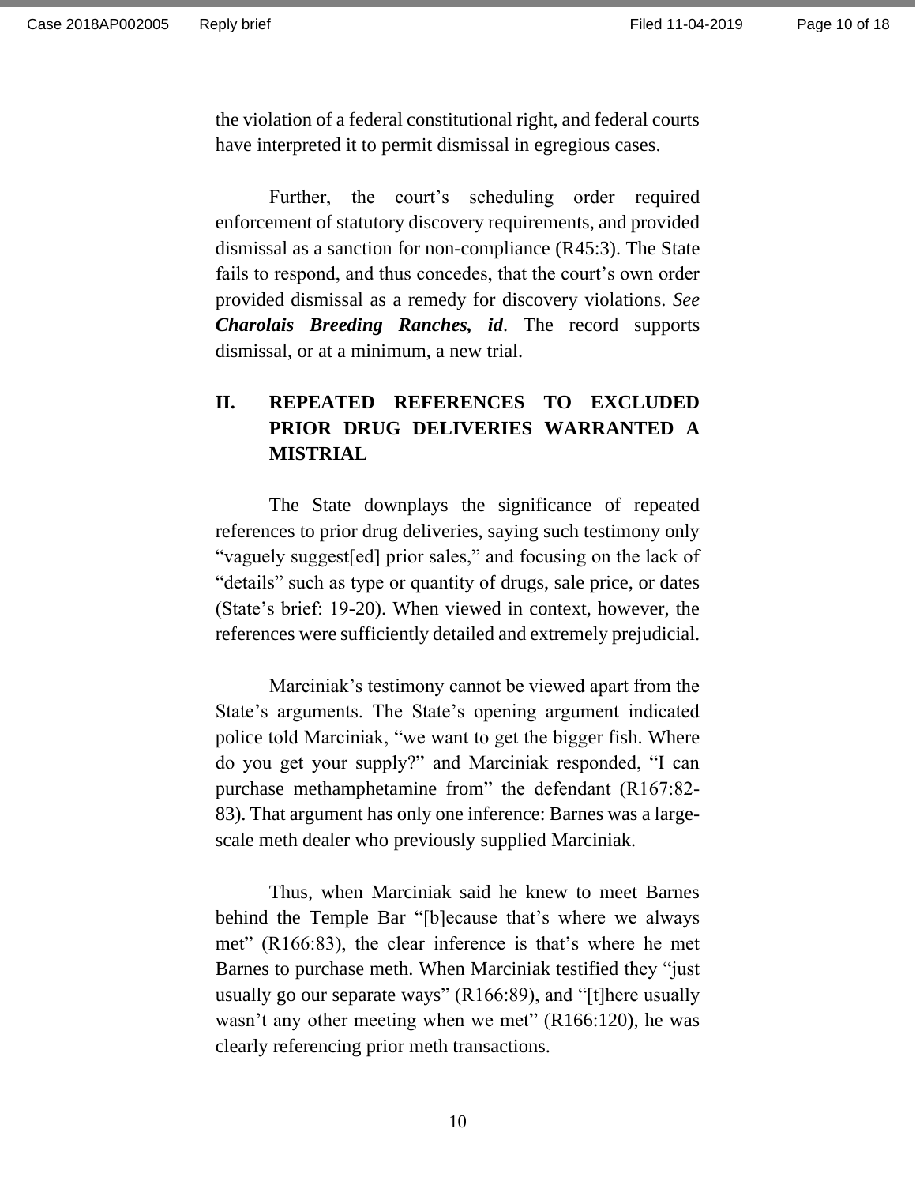the violation of a federal constitutional right, and federal courts have interpreted it to permit dismissal in egregious cases.

Further, the court's scheduling order required enforcement of statutory discovery requirements, and provided dismissal as a sanction for non-compliance (R45:3). The State fails to respond, and thus concedes, that the court's own order provided dismissal as a remedy for discovery violations. *See* ***Charolais Breeding Ranches, id***. The record supports dismissal, or at a minimum, a new trial.

## II. REPEATED REFERENCES TO EXCLUDED PRIOR DRUG DELIVERIES WARRANTED A MISTRIAL

The State downplays the significance of repeated references to prior drug deliveries, saying such testimony only "vaguely suggest[ed] prior sales," and focusing on the lack of "details" such as type or quantity of drugs, sale price, or dates (State's brief: 19-20). When viewed in context, however, the references were sufficiently detailed and extremely prejudicial.

Marciniak's testimony cannot be viewed apart from the State's arguments. The State's opening argument indicated police told Marciniak, "we want to get the bigger fish. Where do you get your supply?" and Marciniak responded, "I can purchase methamphetamine from" the defendant (R167:82-83). That argument has only one inference: Barnes was a large-scale meth dealer who previously supplied Marciniak.

Thus, when Marciniak said he knew to meet Barnes behind the Temple Bar "[b]ecause that's where we always met" (R166:83), the clear inference is that's where he met Barnes to purchase meth. When Marciniak testified they "just usually go our separate ways" (R166:89), and "[t]here usually wasn't any other meeting when we met" (R166:120), he was clearly referencing prior meth transactions.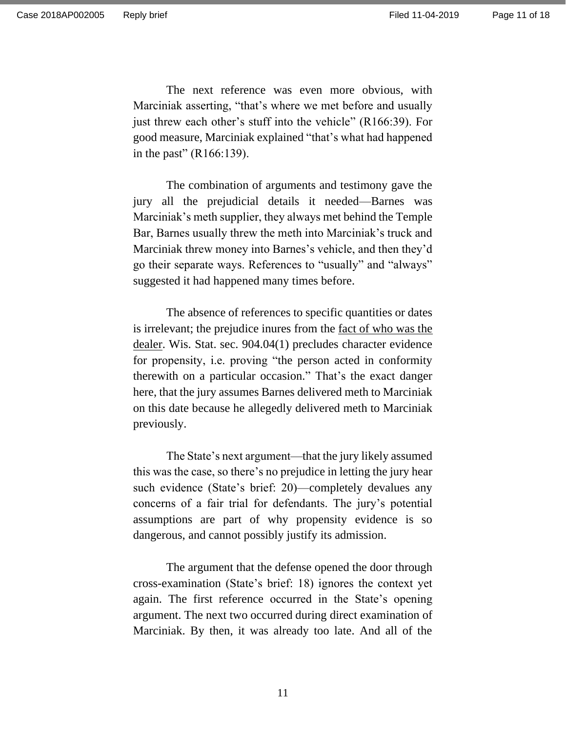The next reference was even more obvious, with Marciniak asserting, “that’s where we met before and usually just threw each other’s stuff into the vehicle” (R166:39). For good measure, Marciniak explained “that’s what had happened in the past” (R166:139).

The combination of arguments and testimony gave the jury all the prejudicial details it needed—Barnes was Marciniak’s meth supplier, they always met behind the Temple Bar, Barnes usually threw the meth into Marciniak’s truck and Marciniak threw money into Barnes’s vehicle, and then they’d go their separate ways. References to “usually” and “always” suggested it had happened many times before.

The absence of references to specific quantities or dates is irrelevant; the prejudice inures from the <u>fact of who was the dealer</u>. Wis. Stat. sec. 904.04(1) precludes character evidence for propensity, i.e. proving “the person acted in conformity therewith on a particular occasion.” That’s the exact danger here, that the jury assumes Barnes delivered meth to Marciniak on this date because he allegedly delivered meth to Marciniak previously.

The State’s next argument—that the jury likely assumed this was the case, so there’s no prejudice in letting the jury hear such evidence (State’s brief: 20)—completely devalues any concerns of a fair trial for defendants. The jury’s potential assumptions are part of why propensity evidence is so dangerous, and cannot possibly justify its admission.

The argument that the defense opened the door through cross-examination (State’s brief: 18) ignores the context yet again. The first reference occurred in the State’s opening argument. The next two occurred during direct examination of Marciniak. By then, it was already too late. And all of the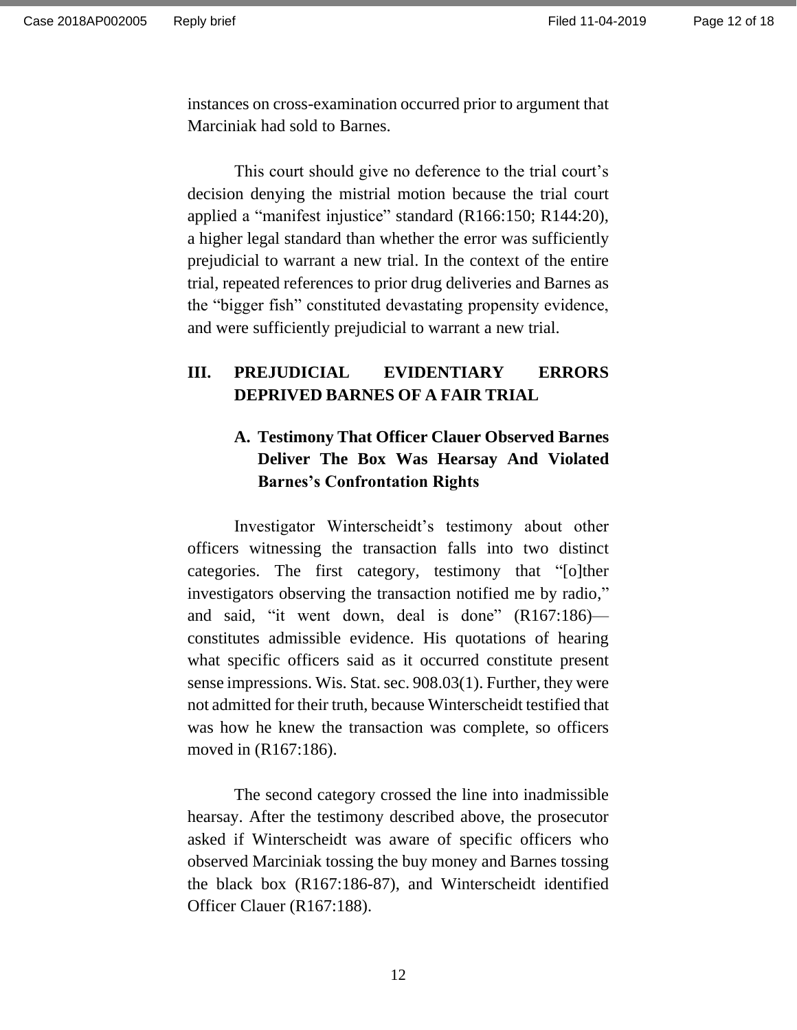instances on cross-examination occurred prior to argument that Marciniak had sold to Barnes.

This court should give no deference to the trial court's decision denying the mistrial motion because the trial court applied a "manifest injustice" standard (R166:150; R144:20), a higher legal standard than whether the error was sufficiently prejudicial to warrant a new trial. In the context of the entire trial, repeated references to prior drug deliveries and Barnes as the "bigger fish" constituted devastating propensity evidence, and were sufficiently prejudicial to warrant a new trial.

## III. PREJUDICIAL EVIDENTIARY ERRORS DEPRIVED BARNES OF A FAIR TRIAL

### A. Testimony That Officer Clauer Observed Barnes Deliver The Box Was Hearsay And Violated Barnes's Confrontation Rights

Investigator Winterscheidt's testimony about other officers witnessing the transaction falls into two distinct categories. The first category, testimony that "[o]ther investigators observing the transaction notified me by radio," and said, "it went down, deal is done" (R167:186)—constitutes admissible evidence. His quotations of hearing what specific officers said as it occurred constitute present sense impressions. Wis. Stat. sec. 908.03(1). Further, they were not admitted for their truth, because Winterscheidt testified that was how he knew the transaction was complete, so officers moved in (R167:186).

The second category crossed the line into inadmissible hearsay. After the testimony described above, the prosecutor asked if Winterscheidt was aware of specific officers who observed Marciniak tossing the buy money and Barnes tossing the black box (R167:186-87), and Winterscheidt identified Officer Clauer (R167:188).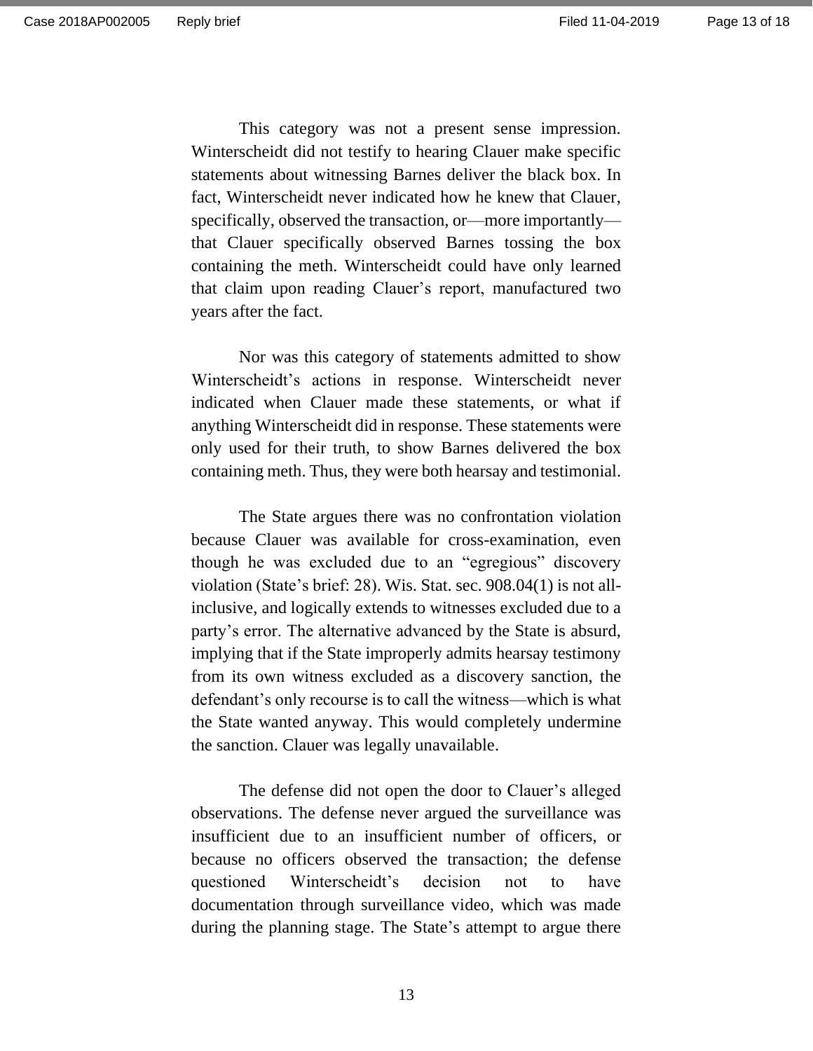This category was not a present sense impression. Winterscheidt did not testify to hearing Clauer make specific statements about witnessing Barnes deliver the black box. In fact, Winterscheidt never indicated how he knew that Clauer, specifically, observed the transaction, or—more importantly—that Clauer specifically observed Barnes tossing the box containing the meth. Winterscheidt could have only learned that claim upon reading Clauer's report, manufactured two years after the fact.

Nor was this category of statements admitted to show Winterscheidt's actions in response. Winterscheidt never indicated when Clauer made these statements, or what if anything Winterscheidt did in response. These statements were only used for their truth, to show Barnes delivered the box containing meth. Thus, they were both hearsay and testimonial.

The State argues there was no confrontation violation because Clauer was available for cross-examination, even though he was excluded due to an "egregious" discovery violation (State's brief: 28). Wis. Stat. sec. 908.04(1) is not all-inclusive, and logically extends to witnesses excluded due to a party's error. The alternative advanced by the State is absurd, implying that if the State improperly admits hearsay testimony from its own witness excluded as a discovery sanction, the defendant's only recourse is to call the witness—which is what the State wanted anyway. This would completely undermine the sanction. Clauer was legally unavailable.

The defense did not open the door to Clauer's alleged observations. The defense never argued the surveillance was insufficient due to an insufficient number of officers, or because no officers observed the transaction; the defense questioned Winterscheidt's decision not to have documentation through surveillance video, which was made during the planning stage. The State's attempt to argue there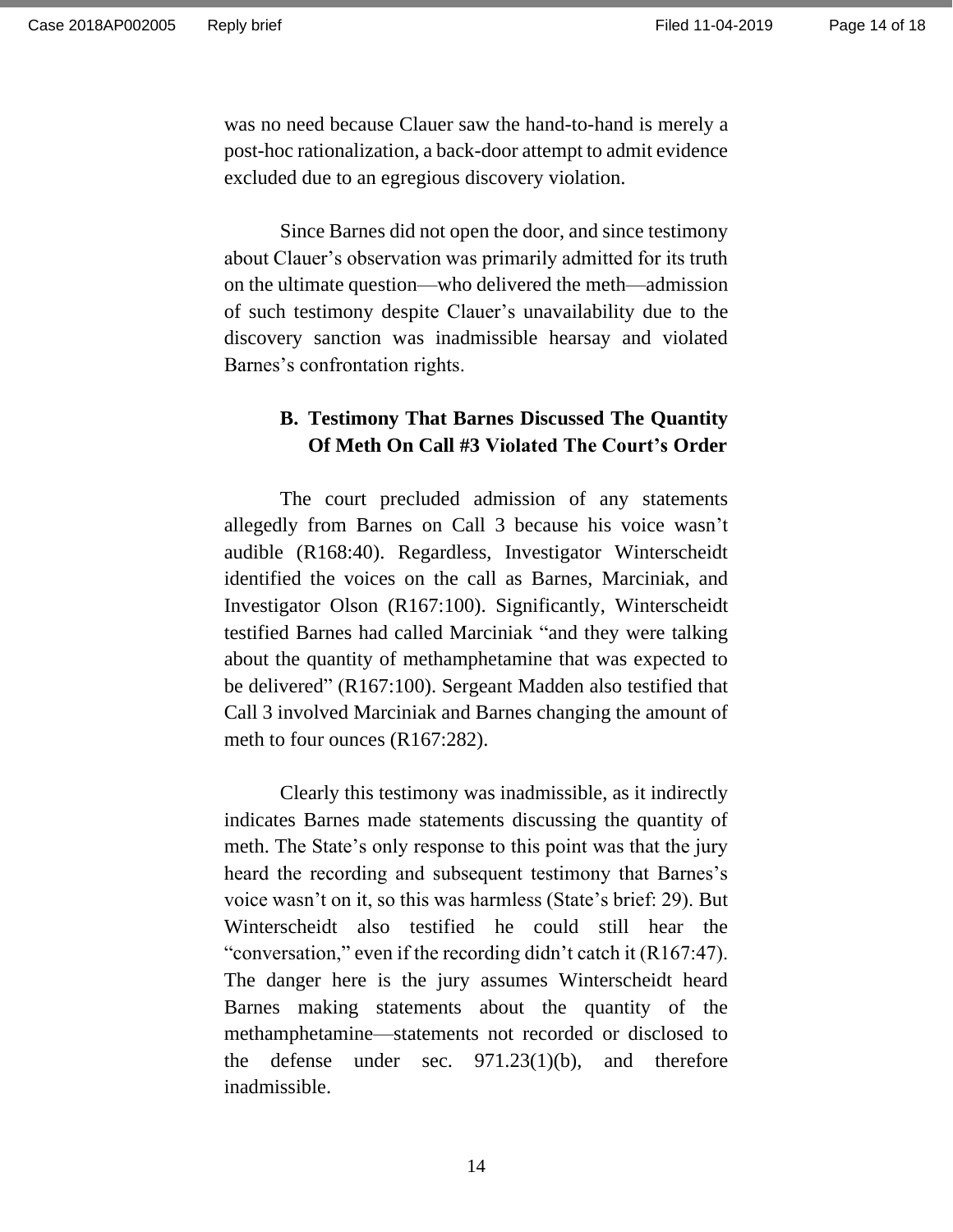was no need because Clauer saw the hand-to-hand is merely a post-hoc rationalization, a back-door attempt to admit evidence excluded due to an egregious discovery violation.

Since Barnes did not open the door, and since testimony about Clauer's observation was primarily admitted for its truth on the ultimate question—who delivered the meth—admission of such testimony despite Clauer's unavailability due to the discovery sanction was inadmissible hearsay and violated Barnes's confrontation rights.

### B. Testimony That Barnes Discussed The Quantity Of Meth On Call #3 Violated The Court's Order

The court precluded admission of any statements allegedly from Barnes on Call 3 because his voice wasn't audible (R168:40). Regardless, Investigator Winterscheidt identified the voices on the call as Barnes, Marciniak, and Investigator Olson (R167:100). Significantly, Winterscheidt testified Barnes had called Marciniak "and they were talking about the quantity of methamphetamine that was expected to be delivered" (R167:100). Sergeant Madden also testified that Call 3 involved Marciniak and Barnes changing the amount of meth to four ounces (R167:282).

Clearly this testimony was inadmissible, as it indirectly indicates Barnes made statements discussing the quantity of meth. The State's only response to this point was that the jury heard the recording and subsequent testimony that Barnes's voice wasn't on it, so this was harmless (State's brief: 29). But Winterscheidt also testified he could still hear the "conversation," even if the recording didn't catch it (R167:47). The danger here is the jury assumes Winterscheidt heard Barnes making statements about the quantity of the methamphetamine—statements not recorded or disclosed to the defense under sec. 971.23(1)(b), and therefore inadmissible.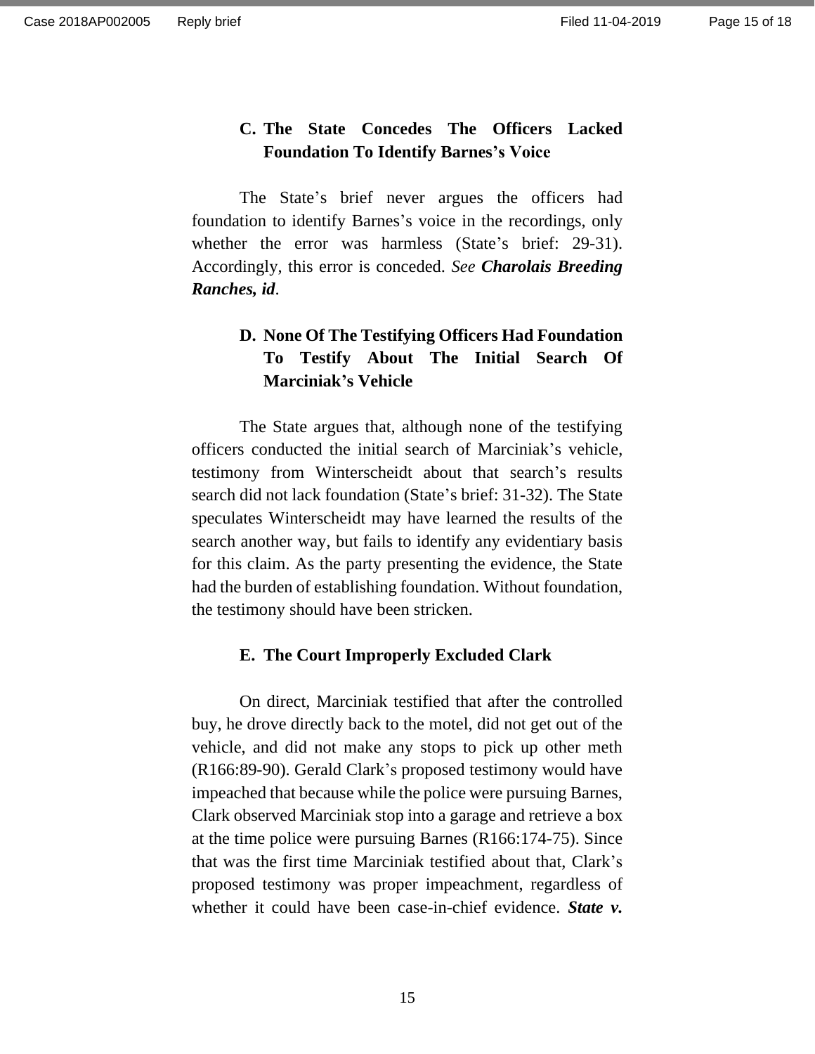### C. The State Concedes The Officers Lacked Foundation To Identify Barnes's Voice

The State's brief never argues the officers had foundation to identify Barnes's voice in the recordings, only whether the error was harmless (State's brief: 29-31). Accordingly, this error is conceded. *See* ***Charolais Breeding Ranches, id***.

### D. None Of The Testifying Officers Had Foundation To Testify About The Initial Search Of Marciniak's Vehicle

The State argues that, although none of the testifying officers conducted the initial search of Marciniak's vehicle, testimony from Winterscheidt about that search's results search did not lack foundation (State's brief: 31-32). The State speculates Winterscheidt may have learned the results of the search another way, but fails to identify any evidentiary basis for this claim. As the party presenting the evidence, the State had the burden of establishing foundation. Without foundation, the testimony should have been stricken.

### E. The Court Improperly Excluded Clark

On direct, Marciniak testified that after the controlled buy, he drove directly back to the motel, did not get out of the vehicle, and did not make any stops to pick up other meth (R166:89-90). Gerald Clark's proposed testimony would have impeached that because while the police were pursuing Barnes, Clark observed Marciniak stop into a garage and retrieve a box at the time police were pursuing Barnes (R166:174-75). Since that was the first time Marciniak testified about that, Clark's proposed testimony was proper impeachment, regardless of whether it could have been case-in-chief evidence. ***State v.***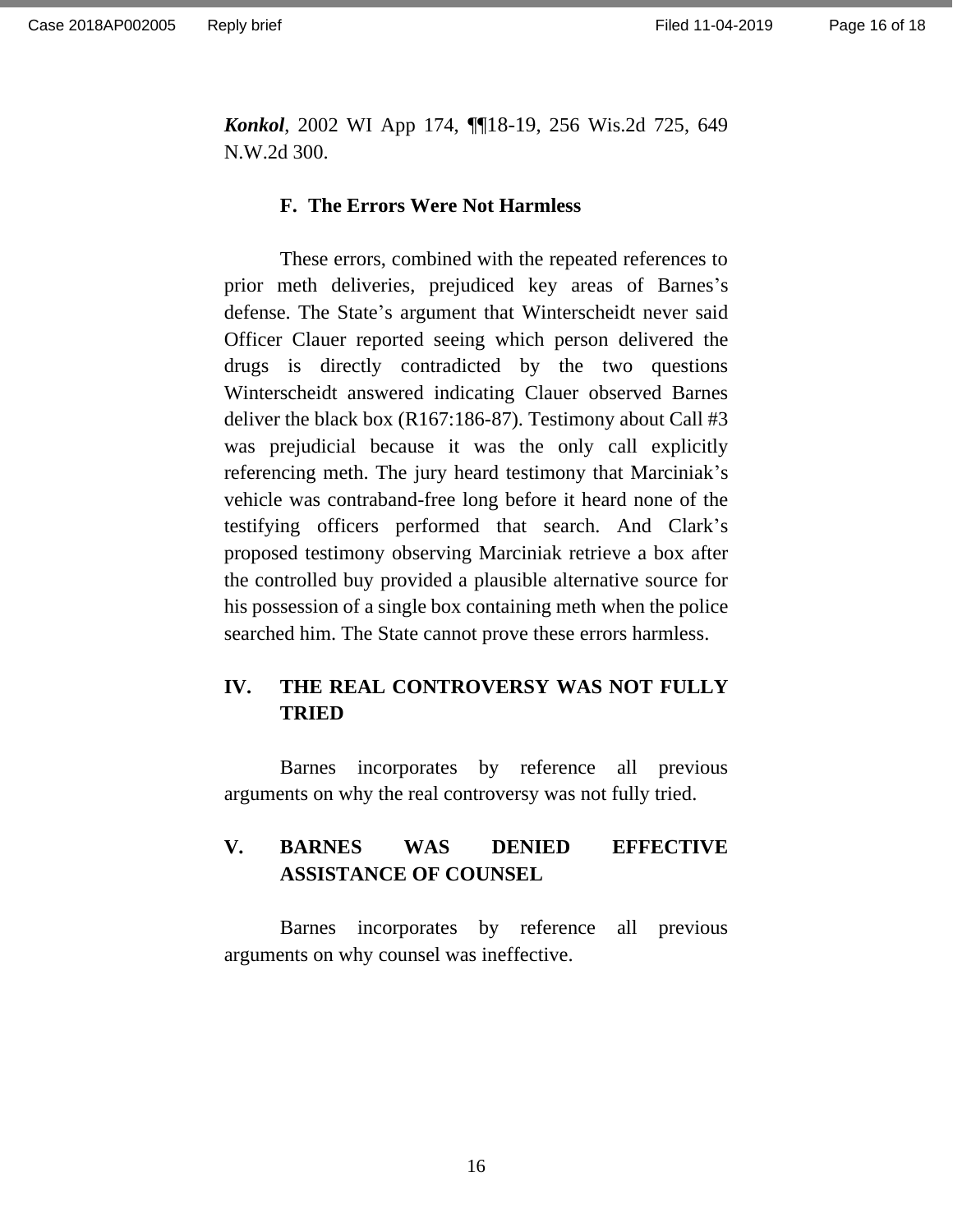***Konkol***, 2002 WI App 174, ¶¶18-19, 256 Wis.2d 725, 649 N.W.2d 300.

### F. The Errors Were Not Harmless

These errors, combined with the repeated references to prior meth deliveries, prejudiced key areas of Barnes's defense. The State's argument that Winterscheidt never said Officer Clauer reported seeing which person delivered the drugs is directly contradicted by the two questions Winterscheidt answered indicating Clauer observed Barnes deliver the black box (R167:186-87). Testimony about Call #3 was prejudicial because it was the only call explicitly referencing meth. The jury heard testimony that Marciniak's vehicle was contraband-free long before it heard none of the testifying officers performed that search. And Clark's proposed testimony observing Marciniak retrieve a box after the controlled buy provided a plausible alternative source for his possession of a single box containing meth when the police searched him. The State cannot prove these errors harmless.

## IV. THE REAL CONTROVERSY WAS NOT FULLY TRIED

Barnes incorporates by reference all previous arguments on why the real controversy was not fully tried.

## V. BARNES WAS DENIED EFFECTIVE ASSISTANCE OF COUNSEL

Barnes incorporates by reference all previous arguments on why counsel was ineffective.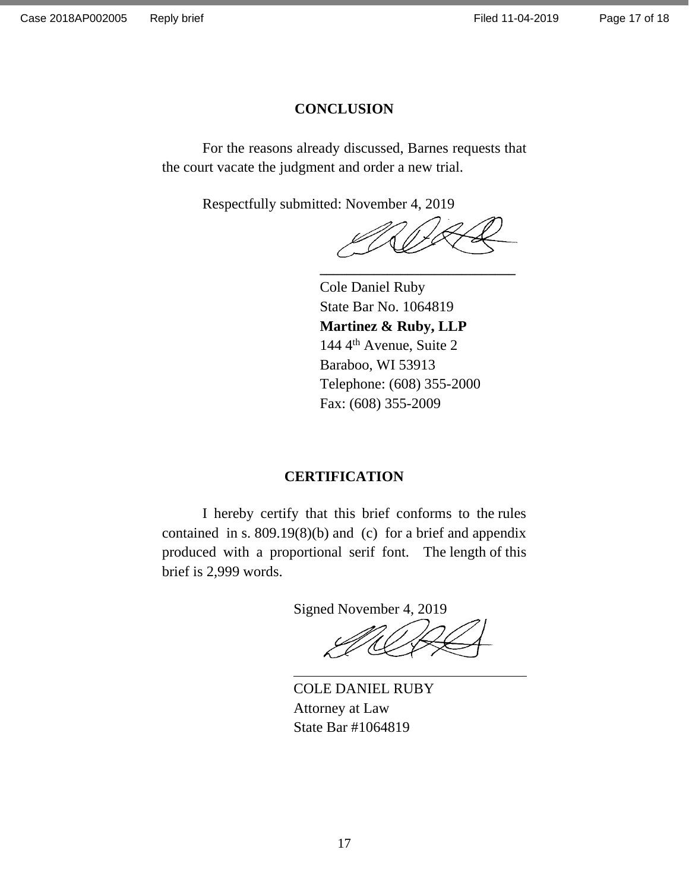## CONCLUSION

For the reasons already discussed, Barnes requests that the court vacate the judgment and order a new trial.

Respectfully submitted: November 4, 2019

Cole Daniel Ruby
State Bar No. 1064819
**Martinez & Ruby, LLP**
144 4th Avenue, Suite 2
Baraboo, WI 53913
Telephone: (608) 355-2000
Fax: (608) 355-2009

## CERTIFICATION

I hereby certify that this brief conforms to the rules contained in s. 809.19(8)(b) and (c) for a brief and appendix produced with a proportional serif font. The length of this brief is 2,999 words.

Signed November 4, 2019

COLE DANIEL RUBY
Attorney at Law
State Bar #1064819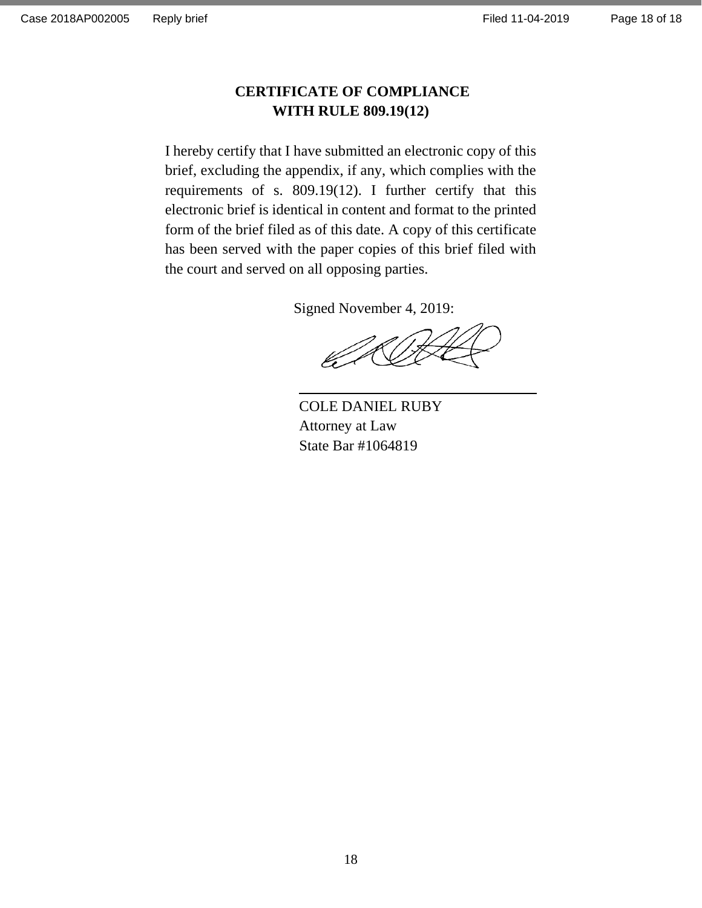# CERTIFICATE OF COMPLIANCE WITH RULE 809.19(12)

I hereby certify that I have submitted an electronic copy of this brief, excluding the appendix, if any, which complies with the requirements of s. 809.19(12). I further certify that this electronic brief is identical in content and format to the printed form of the brief filed as of this date. A copy of this certificate has been served with the paper copies of this brief filed with the court and served on all opposing parties.

Signed November 4, 2019:

COLE DANIEL RUBY
Attorney at Law
State Bar #1064819